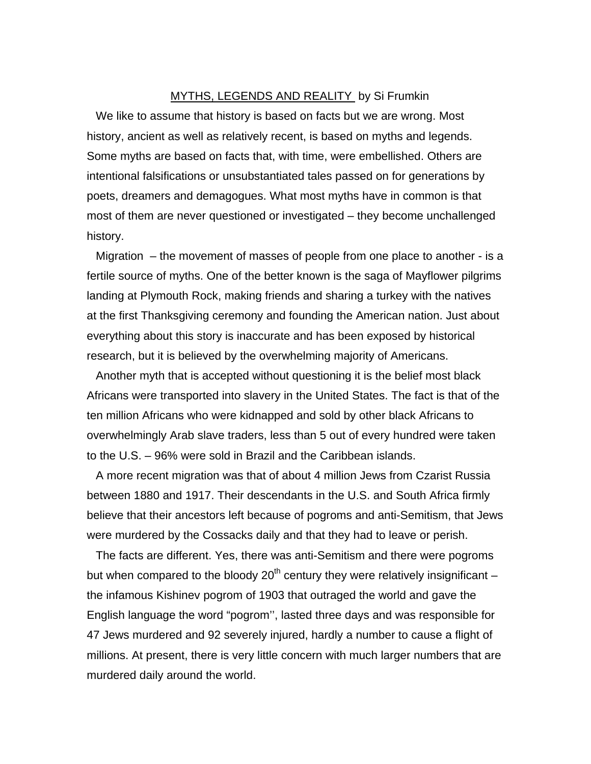MYTHS, LEGENDS AND REALITY by Si Frumkin

We like to assume that history is based on facts but we are wrong. Most history, ancient as well as relatively recent, is based on myths and legends. Some myths are based on facts that, with time, were embellished. Others are intentional falsifications or unsubstantiated tales passed on for generations by poets, dreamers and demagogues. What most myths have in common is that most of them are never questioned or investigated – they become unchallenged history.

Migration – the movement of masses of people from one place to another - is a fertile source of myths. One of the better known is the saga of Mayflower pilgrims landing at Plymouth Rock, making friends and sharing a turkey with the natives at the first Thanksgiving ceremony and founding the American nation. Just about everything about this story is inaccurate and has been exposed by historical research, but it is believed by the overwhelming majority of Americans.

Another myth that is accepted without questioning it is the belief most black Africans were transported into slavery in the United States. The fact is that of the ten million Africans who were kidnapped and sold by other black Africans to overwhelmingly Arab slave traders, less than 5 out of every hundred were taken to the U.S. – 96% were sold in Brazil and the Caribbean islands.

A more recent migration was that of about 4 million Jews from Czarist Russia between 1880 and 1917. Their descendants in the U.S. and South Africa firmly believe that their ancestors left because of pogroms and anti-Semitism, that Jews were murdered by the Cossacks daily and that they had to leave or perish.

The facts are different. Yes, there was anti-Semitism and there were pogroms but when compared to the bloody 20th century they were relatively insignificant – the infamous Kishinev pogrom of 1903 that outraged the world and gave the English language the word "pogrom'', lasted three days and was responsible for 47 Jews murdered and 92 severely injured, hardly a number to cause a flight of millions. At present, there is very little concern with much larger numbers that are murdered daily around the world.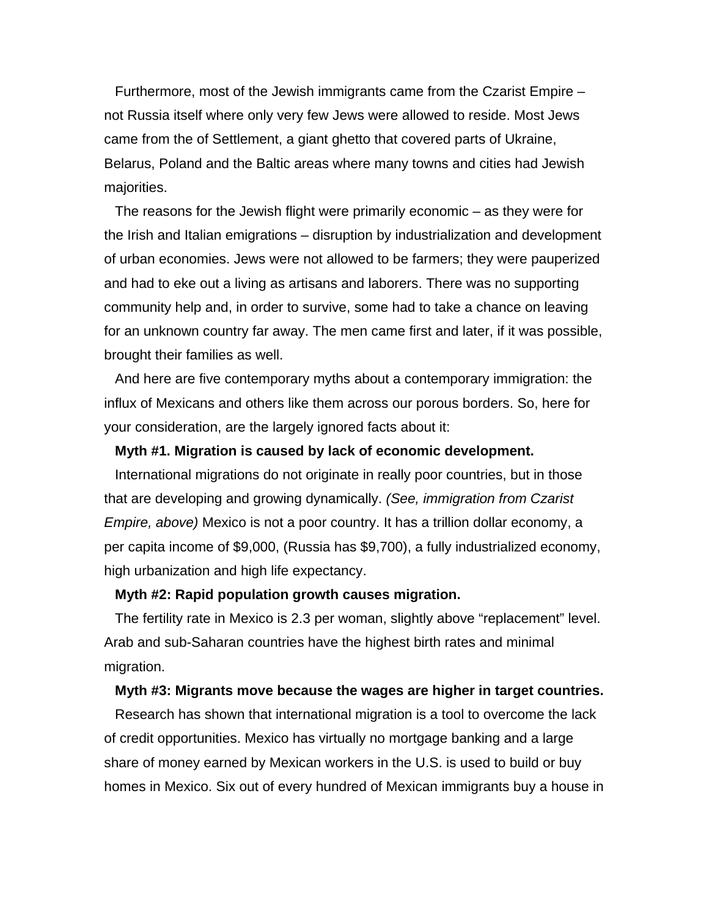Furthermore, most of the Jewish immigrants came from the Czarist Empire – not Russia itself where only very few Jews were allowed to reside. Most Jews came from the of Settlement, a giant ghetto that covered parts of Ukraine, Belarus, Poland and the Baltic areas where many towns and cities had Jewish majorities.

The reasons for the Jewish flight were primarily economic – as they were for the Irish and Italian emigrations – disruption by industrialization and development of urban economies. Jews were not allowed to be farmers; they were pauperized and had to eke out a living as artisans and laborers. There was no supporting community help and, in order to survive, some had to take a chance on leaving for an unknown country far away. The men came first and later, if it was possible, brought their families as well.

And here are five contemporary myths about a contemporary immigration: the influx of Mexicans and others like them across our porous borders. So, here for your consideration, are the largely ignored facts about it:

**Myth #1. Migration is caused by lack of economic development.**

International migrations do not originate in really poor countries, but in those that are developing and growing dynamically. *(See, immigration from Czarist Empire, above)* Mexico is not a poor country. It has a trillion dollar economy, a per capita income of $9,000, (Russia has $9,700), a fully industrialized economy, high urbanization and high life expectancy.

**Myth #2: Rapid population growth causes migration.**

The fertility rate in Mexico is 2.3 per woman, slightly above "replacement" level. Arab and sub-Saharan countries have the highest birth rates and minimal migration.

**Myth #3: Migrants move because the wages are higher in target countries.**

Research has shown that international migration is a tool to overcome the lack of credit opportunities. Mexico has virtually no mortgage banking and a large share of money earned by Mexican workers in the U.S. is used to build or buy homes in Mexico. Six out of every hundred of Mexican immigrants buy a house in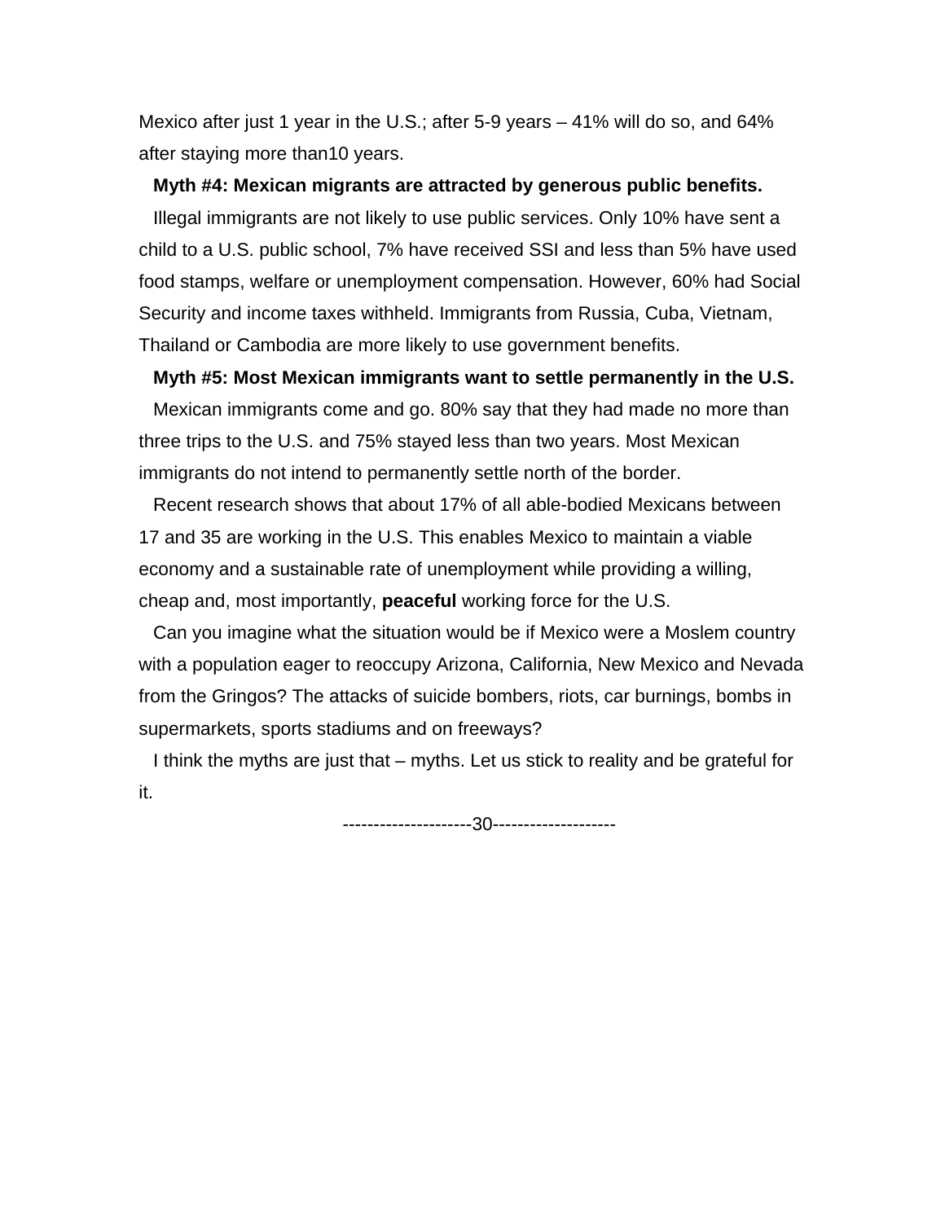Mexico after just 1 year in the U.S.; after 5-9 years – 41% will do so, and 64% after staying more than10 years.

**Myth #4: Mexican migrants are attracted by generous public benefits.**

Illegal immigrants are not likely to use public services. Only 10% have sent a child to a U.S. public school, 7% have received SSI and less than 5% have used food stamps, welfare or unemployment compensation. However, 60% had Social Security and income taxes withheld. Immigrants from Russia, Cuba, Vietnam, Thailand or Cambodia are more likely to use government benefits.

**Myth #5: Most Mexican immigrants want to settle permanently in the U.S.**

Mexican immigrants come and go. 80% say that they had made no more than three trips to the U.S. and 75% stayed less than two years. Most Mexican immigrants do not intend to permanently settle north of the border.

Recent research shows that about 17% of all able-bodied Mexicans between 17 and 35 are working in the U.S. This enables Mexico to maintain a viable economy and a sustainable rate of unemployment while providing a willing, cheap and, most importantly, **peaceful** working force for the U.S.

Can you imagine what the situation would be if Mexico were a Moslem country with a population eager to reoccupy Arizona, California, New Mexico and Nevada from the Gringos? The attacks of suicide bombers, riots, car burnings, bombs in supermarkets, sports stadiums and on freeways?

I think the myths are just that – myths. Let us stick to reality and be grateful for it.

---------------------30--------------------